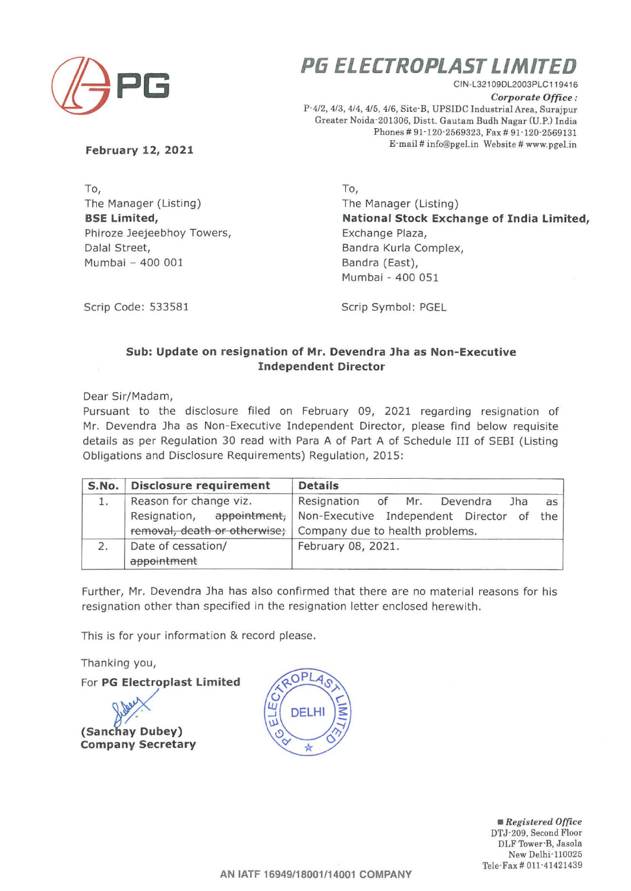# PG ELECTROPLAST LIMITED

CIN-L32109DL2003PLC119416

*Corporate Office :*
P-4/2, 4/3, 4/4, 4/5, 4/6, Site-B, UPSIDC Industrial Area, Surajpur
Greater Noida-201306, Distt. Gautam Budh Nagar (U.P.) India
Phones # 91-120-2569323, Fax # 91-120-2569131
E-mail # info@pgel.in Website # www.pgel.in

**February 12, 2021**

To,
The Manager (Listing)
**BSE Limited,**
Phiroze Jeejeebhoy Towers,
Dalal Street,
Mumbai – 400 001

Scrip Code: 533581

To,
The Manager (Listing)
**National Stock Exchange of India Limited,**
Exchange Plaza,
Bandra Kurla Complex,
Bandra (East),
Mumbai - 400 051

Scrip Symbol: PGEL

**Sub: Update on resignation of Mr. Devendra Jha as Non-Executive Independent Director**

Dear Sir/Madam,

Pursuant to the disclosure filed on February 09, 2021 regarding resignation of Mr. Devendra Jha as Non-Executive Independent Director, please find below requisite details as per Regulation 30 read with Para A of Part A of Schedule III of SEBI (Listing Obligations and Disclosure Requirements) Regulation, 2015:

| S.No. | Disclosure requirement | Details |
|---|---|---|
| 1. | Reason for change viz. Resignation, ~~appointment, removal, death or otherwise;~~ | Resignation of Mr. Devendra Jha as Non-Executive Independent Director of the Company due to health problems. |
| 2. | Date of cessation/ ~~appointment~~ | February 08, 2021. |

Further, Mr. Devendra Jha has also confirmed that there are no material reasons for his resignation other than specified in the resignation letter enclosed herewith.

This is for your information & record please.

Thanking you,

For **PG Electroplast Limited**

**(Sanchay Dubey)**
**Company Secretary**

*Registered Office*
DTJ-209, Second Floor
DLF Tower-B, Jasola
New Delhi-110025
Tele-Fax # 011-41421439

AN IATF 16949/18001/14001 COMPANY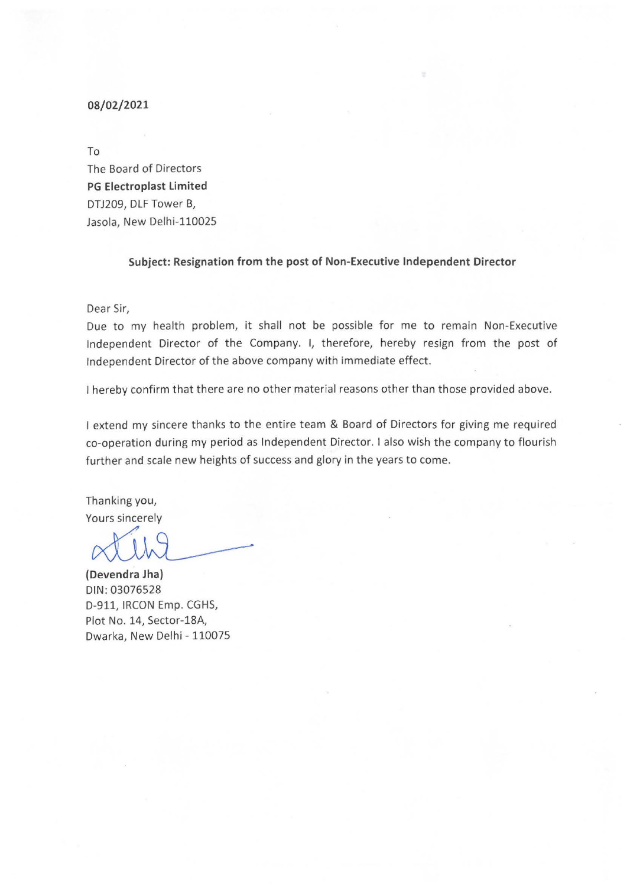**08/02/2021**

To
The Board of Directors
**PG Electroplast Limited**
DTJ209, DLF Tower B,
Jasola, New Delhi-110025

**Subject: Resignation from the post of Non-Executive Independent Director**

Dear Sir,

Due to my health problem, it shall not be possible for me to remain Non-Executive Independent Director of the Company. I, therefore, hereby resign from the post of Independent Director of the above company with immediate effect.

I hereby confirm that there are no other material reasons other than those provided above.

I extend my sincere thanks to the entire team & Board of Directors for giving me required co-operation during my period as Independent Director. I also wish the company to flourish further and scale new heights of success and glory in the years to come.

Thanking you,
Yours sincerely

**(Devendra Jha)**
DIN: 03076528
D-911, IRCON Emp. CGHS,
Plot No. 14, Sector-18A,
Dwarka, New Delhi - 110075